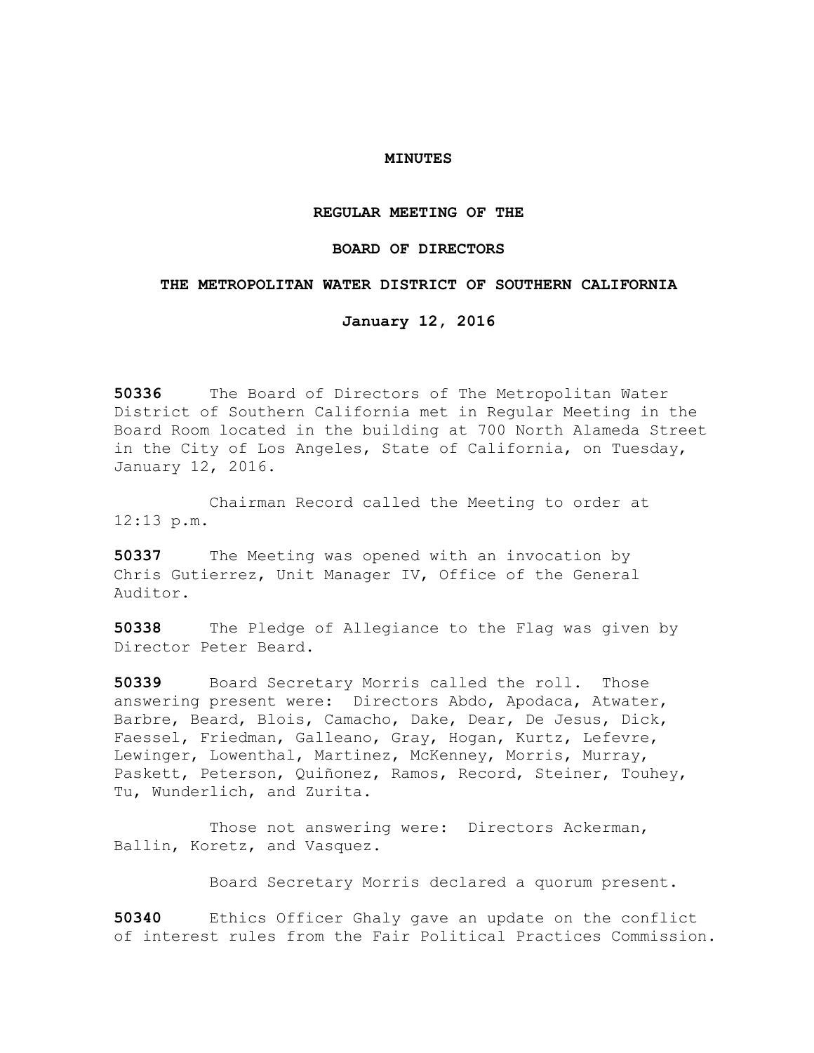# MINUTES

## REGULAR MEETING OF THE

## BOARD OF DIRECTORS

## THE METROPOLITAN WATER DISTRICT OF SOUTHERN CALIFORNIA

## January 12, 2016

**50336** The Board of Directors of The Metropolitan Water District of Southern California met in Regular Meeting in the Board Room located in the building at 700 North Alameda Street in the City of Los Angeles, State of California, on Tuesday, January 12, 2016.

Chairman Record called the Meeting to order at 12:13 p.m.

**50337** The Meeting was opened with an invocation by Chris Gutierrez, Unit Manager IV, Office of the General Auditor.

**50338** The Pledge of Allegiance to the Flag was given by Director Peter Beard.

**50339** Board Secretary Morris called the roll. Those answering present were: Directors Abdo, Apodaca, Atwater, Barbre, Beard, Blois, Camacho, Dake, Dear, De Jesus, Dick, Faessel, Friedman, Galleano, Gray, Hogan, Kurtz, Lefevre, Lewinger, Lowenthal, Martinez, McKenney, Morris, Murray, Paskett, Peterson, Quiñonez, Ramos, Record, Steiner, Touhey, Tu, Wunderlich, and Zurita.

Those not answering were: Directors Ackerman, Ballin, Koretz, and Vasquez.

Board Secretary Morris declared a quorum present.

**50340** Ethics Officer Ghaly gave an update on the conflict of interest rules from the Fair Political Practices Commission.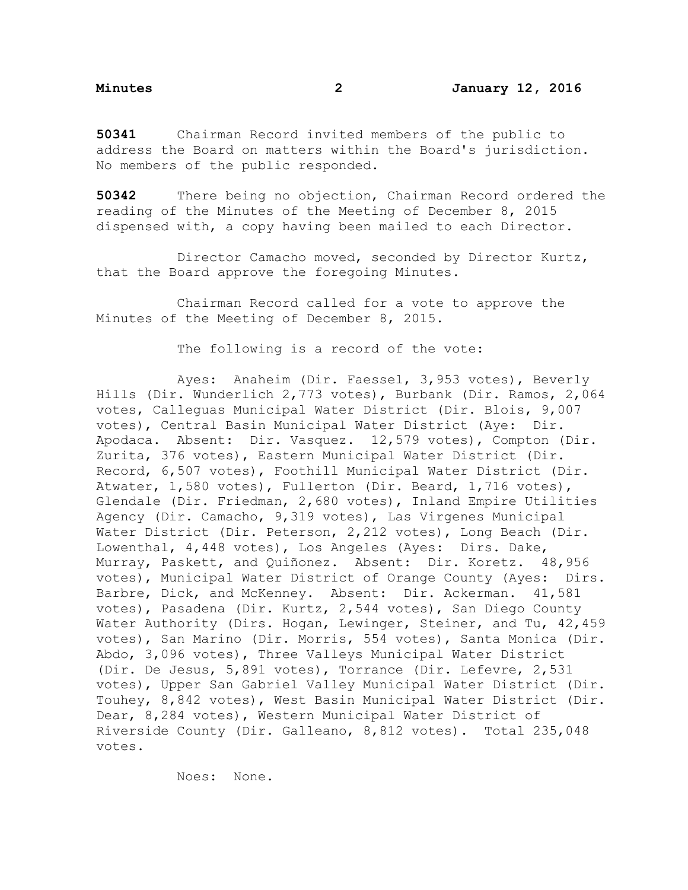**50341** Chairman Record invited members of the public to address the Board on matters within the Board's jurisdiction. No members of the public responded.

**50342** There being no objection, Chairman Record ordered the reading of the Minutes of the Meeting of December 8, 2015 dispensed with, a copy having been mailed to each Director.

Director Camacho moved, seconded by Director Kurtz, that the Board approve the foregoing Minutes.

Chairman Record called for a vote to approve the Minutes of the Meeting of December 8, 2015.

The following is a record of the vote:

Ayes: Anaheim (Dir. Faessel, 3,953 votes), Beverly Hills (Dir. Wunderlich 2,773 votes), Burbank (Dir. Ramos, 2,064 votes, Calleguas Municipal Water District (Dir. Blois, 9,007 votes), Central Basin Municipal Water District (Aye: Dir. Apodaca. Absent: Dir. Vasquez. 12,579 votes), Compton (Dir. Zurita, 376 votes), Eastern Municipal Water District (Dir. Record, 6,507 votes), Foothill Municipal Water District (Dir. Atwater, 1,580 votes), Fullerton (Dir. Beard, 1,716 votes), Glendale (Dir. Friedman, 2,680 votes), Inland Empire Utilities Agency (Dir. Camacho, 9,319 votes), Las Virgenes Municipal Water District (Dir. Peterson, 2,212 votes), Long Beach (Dir. Lowenthal, 4,448 votes), Los Angeles (Ayes: Dirs. Dake, Murray, Paskett, and Quiñonez. Absent: Dir. Koretz. 48,956 votes), Municipal Water District of Orange County (Ayes: Dirs. Barbre, Dick, and McKenney. Absent: Dir. Ackerman. 41,581 votes), Pasadena (Dir. Kurtz, 2,544 votes), San Diego County Water Authority (Dirs. Hogan, Lewinger, Steiner, and Tu, 42,459 votes), San Marino (Dir. Morris, 554 votes), Santa Monica (Dir. Abdo, 3,096 votes), Three Valleys Municipal Water District (Dir. De Jesus, 5,891 votes), Torrance (Dir. Lefevre, 2,531 votes), Upper San Gabriel Valley Municipal Water District (Dir. Touhey, 8,842 votes), West Basin Municipal Water District (Dir. Dear, 8,284 votes), Western Municipal Water District of Riverside County (Dir. Galleano, 8,812 votes). Total 235,048 votes.

Noes: None.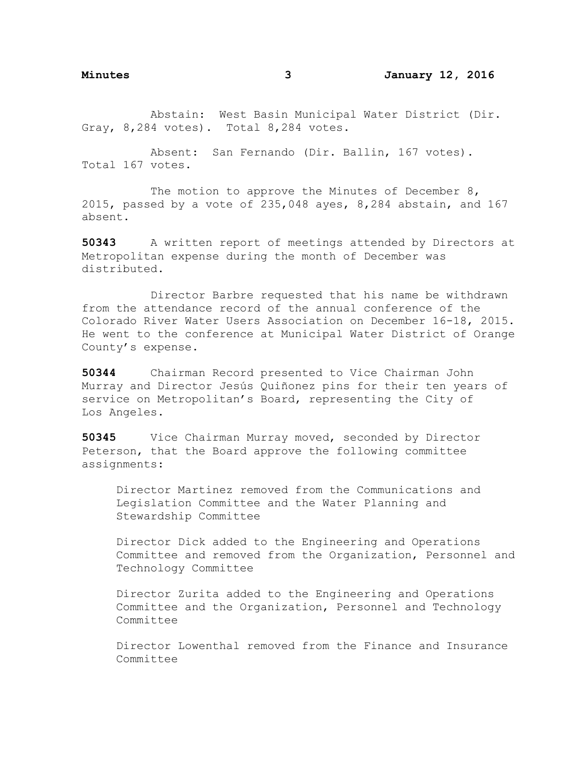Abstain: West Basin Municipal Water District (Dir. Gray, 8,284 votes). Total 8,284 votes.

Absent: San Fernando (Dir. Ballin, 167 votes). Total 167 votes.

The motion to approve the Minutes of December 8, 2015, passed by a vote of 235,048 ayes, 8,284 abstain, and 167 absent.

**50343** A written report of meetings attended by Directors at Metropolitan expense during the month of December was distributed.

Director Barbre requested that his name be withdrawn from the attendance record of the annual conference of the Colorado River Water Users Association on December 16-18, 2015. He went to the conference at Municipal Water District of Orange County's expense.

**50344** Chairman Record presented to Vice Chairman John Murray and Director Jesús Quiñonez pins for their ten years of service on Metropolitan's Board, representing the City of Los Angeles.

**50345** Vice Chairman Murray moved, seconded by Director Peterson, that the Board approve the following committee assignments:

Director Martinez removed from the Communications and Legislation Committee and the Water Planning and Stewardship Committee

Director Dick added to the Engineering and Operations Committee and removed from the Organization, Personnel and Technology Committee

Director Zurita added to the Engineering and Operations Committee and the Organization, Personnel and Technology Committee

Director Lowenthal removed from the Finance and Insurance Committee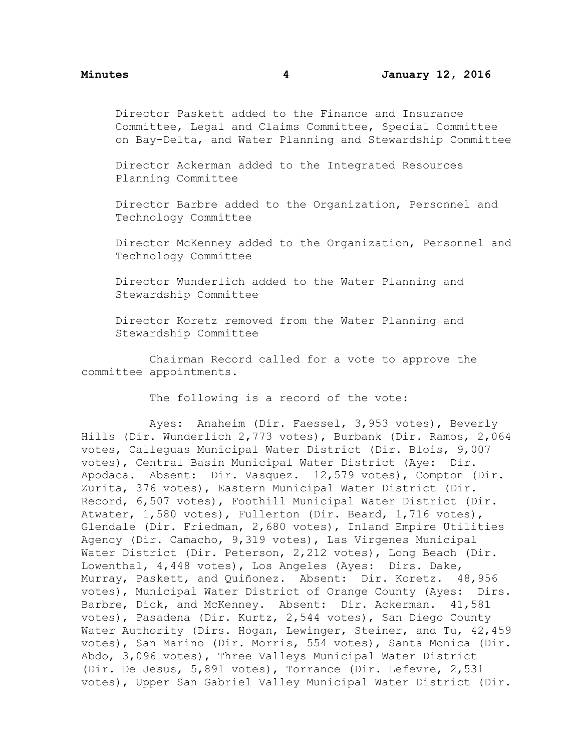Director Paskett added to the Finance and Insurance Committee, Legal and Claims Committee, Special Committee on Bay-Delta, and Water Planning and Stewardship Committee

Director Ackerman added to the Integrated Resources Planning Committee

Director Barbre added to the Organization, Personnel and Technology Committee

Director McKenney added to the Organization, Personnel and Technology Committee

Director Wunderlich added to the Water Planning and Stewardship Committee

Director Koretz removed from the Water Planning and Stewardship Committee

Chairman Record called for a vote to approve the committee appointments.

The following is a record of the vote:

Ayes: Anaheim (Dir. Faessel, 3,953 votes), Beverly Hills (Dir. Wunderlich 2,773 votes), Burbank (Dir. Ramos, 2,064 votes, Calleguas Municipal Water District (Dir. Blois, 9,007 votes), Central Basin Municipal Water District (Aye: Dir. Apodaca. Absent: Dir. Vasquez. 12,579 votes), Compton (Dir. Zurita, 376 votes), Eastern Municipal Water District (Dir. Record, 6,507 votes), Foothill Municipal Water District (Dir. Atwater, 1,580 votes), Fullerton (Dir. Beard, 1,716 votes), Glendale (Dir. Friedman, 2,680 votes), Inland Empire Utilities Agency (Dir. Camacho, 9,319 votes), Las Virgenes Municipal Water District (Dir. Peterson, 2,212 votes), Long Beach (Dir. Lowenthal, 4,448 votes), Los Angeles (Ayes: Dirs. Dake, Murray, Paskett, and Quiñonez. Absent: Dir. Koretz. 48,956 votes), Municipal Water District of Orange County (Ayes: Dirs. Barbre, Dick, and McKenney. Absent: Dir. Ackerman. 41,581 votes), Pasadena (Dir. Kurtz, 2,544 votes), San Diego County Water Authority (Dirs. Hogan, Lewinger, Steiner, and Tu, 42,459 votes), San Marino (Dir. Morris, 554 votes), Santa Monica (Dir. Abdo, 3,096 votes), Three Valleys Municipal Water District (Dir. De Jesus, 5,891 votes), Torrance (Dir. Lefevre, 2,531 votes), Upper San Gabriel Valley Municipal Water District (Dir.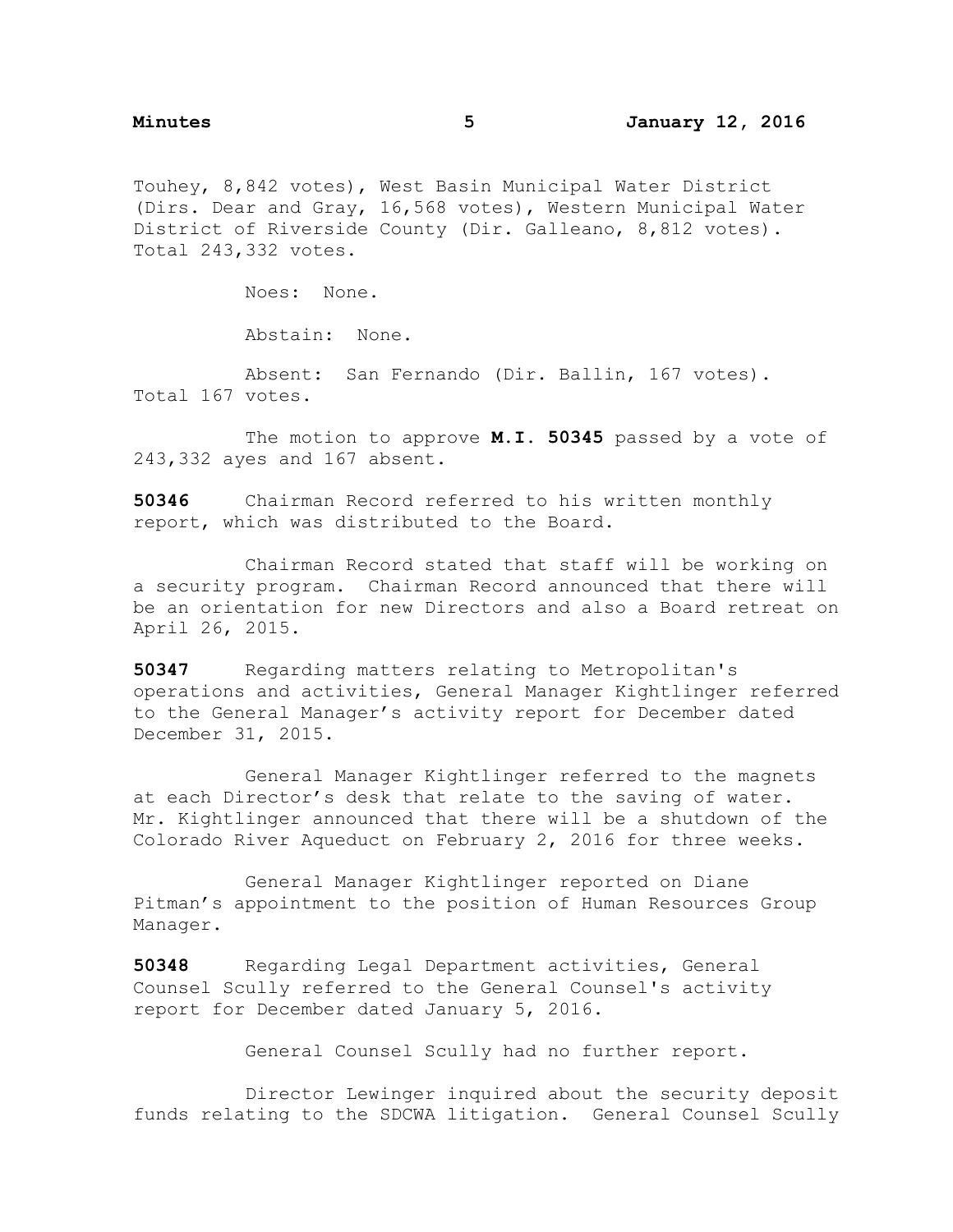Touhey, 8,842 votes), West Basin Municipal Water District (Dirs. Dear and Gray, 16,568 votes), Western Municipal Water District of Riverside County (Dir. Galleano, 8,812 votes). Total 243,332 votes.

Noes: None.

Abstain: None.

Absent: San Fernando (Dir. Ballin, 167 votes). Total 167 votes.

The motion to approve **M.I. 50345** passed by a vote of 243,332 ayes and 167 absent.

**50346** Chairman Record referred to his written monthly report, which was distributed to the Board.

Chairman Record stated that staff will be working on a security program. Chairman Record announced that there will be an orientation for new Directors and also a Board retreat on April 26, 2015.

**50347** Regarding matters relating to Metropolitan's operations and activities, General Manager Kightlinger referred to the General Manager's activity report for December dated December 31, 2015.

General Manager Kightlinger referred to the magnets at each Director's desk that relate to the saving of water. Mr. Kightlinger announced that there will be a shutdown of the Colorado River Aqueduct on February 2, 2016 for three weeks.

General Manager Kightlinger reported on Diane Pitman's appointment to the position of Human Resources Group Manager.

**50348** Regarding Legal Department activities, General Counsel Scully referred to the General Counsel's activity report for December dated January 5, 2016.

General Counsel Scully had no further report.

Director Lewinger inquired about the security deposit funds relating to the SDCWA litigation. General Counsel Scully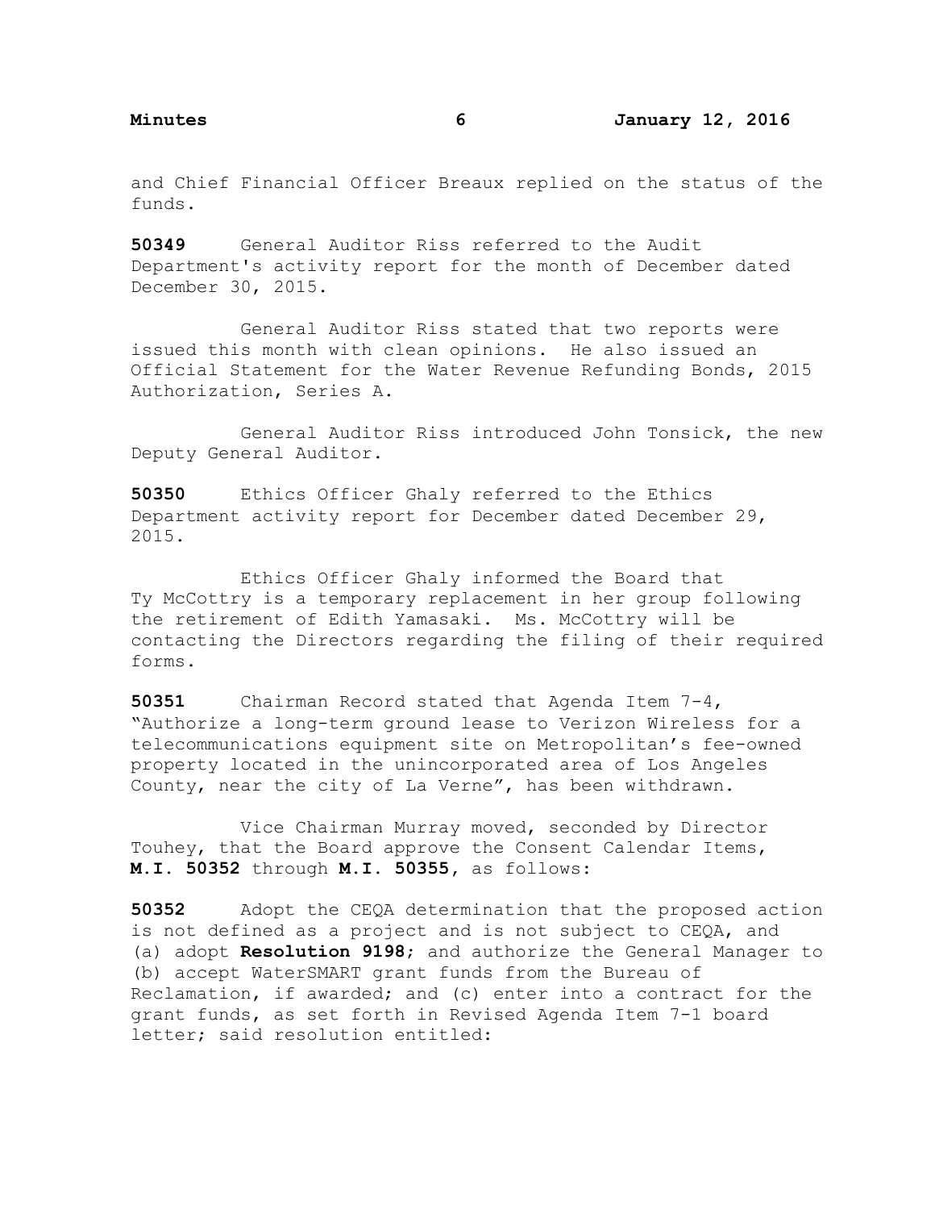and Chief Financial Officer Breaux replied on the status of the funds.

**50349** General Auditor Riss referred to the Audit Department's activity report for the month of December dated December 30, 2015.

General Auditor Riss stated that two reports were issued this month with clean opinions. He also issued an Official Statement for the Water Revenue Refunding Bonds, 2015 Authorization, Series A.

General Auditor Riss introduced John Tonsick, the new Deputy General Auditor.

**50350** Ethics Officer Ghaly referred to the Ethics Department activity report for December dated December 29, 2015.

Ethics Officer Ghaly informed the Board that Ty McCottry is a temporary replacement in her group following the retirement of Edith Yamasaki. Ms. McCottry will be contacting the Directors regarding the filing of their required forms.

**50351** Chairman Record stated that Agenda Item 7-4, "Authorize a long-term ground lease to Verizon Wireless for a telecommunications equipment site on Metropolitan's fee-owned property located in the unincorporated area of Los Angeles County, near the city of La Verne", has been withdrawn.

Vice Chairman Murray moved, seconded by Director Touhey, that the Board approve the Consent Calendar Items, **M.I. 50352** through **M.I. 50355**, as follows:

**50352** Adopt the CEQA determination that the proposed action is not defined as a project and is not subject to CEQA, and (a) adopt **Resolution 9198**; and authorize the General Manager to (b) accept WaterSMART grant funds from the Bureau of Reclamation, if awarded; and (c) enter into a contract for the grant funds, as set forth in Revised Agenda Item 7-1 board letter; said resolution entitled: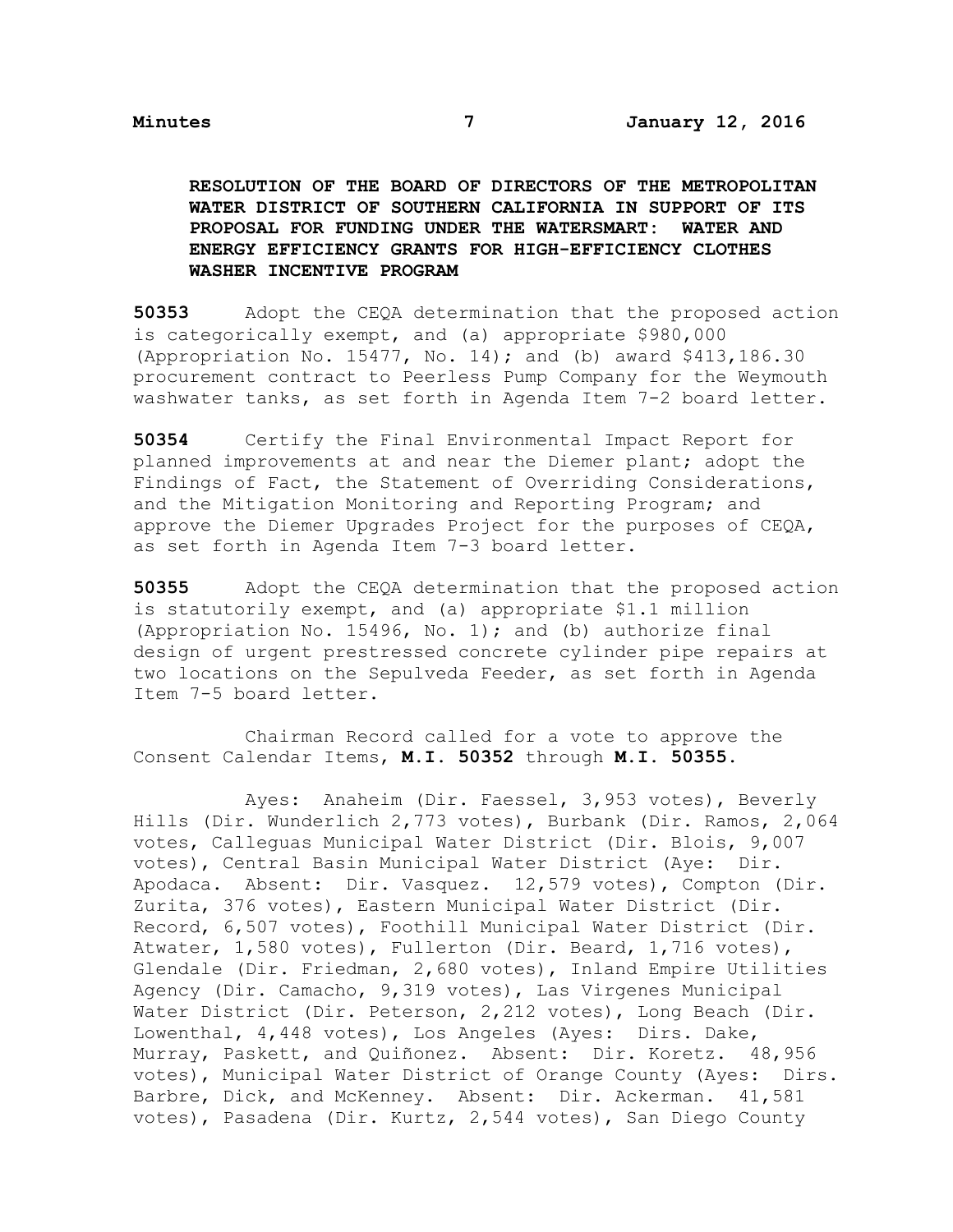**RESOLUTION OF THE BOARD OF DIRECTORS OF THE METROPOLITAN WATER DISTRICT OF SOUTHERN CALIFORNIA IN SUPPORT OF ITS PROPOSAL FOR FUNDING UNDER THE WATERSMART: WATER AND ENERGY EFFICIENCY GRANTS FOR HIGH-EFFICIENCY CLOTHES WASHER INCENTIVE PROGRAM**

**50353** Adopt the CEQA determination that the proposed action is categorically exempt, and (a) appropriate $980,000 (Appropriation No. 15477, No. 14); and (b) award $413,186.30 procurement contract to Peerless Pump Company for the Weymouth washwater tanks, as set forth in Agenda Item 7-2 board letter.

**50354** Certify the Final Environmental Impact Report for planned improvements at and near the Diemer plant; adopt the Findings of Fact, the Statement of Overriding Considerations, and the Mitigation Monitoring and Reporting Program; and approve the Diemer Upgrades Project for the purposes of CEQA, as set forth in Agenda Item 7-3 board letter.

**50355** Adopt the CEQA determination that the proposed action is statutorily exempt, and (a) appropriate $1.1 million (Appropriation No. 15496, No. 1); and (b) authorize final design of urgent prestressed concrete cylinder pipe repairs at two locations on the Sepulveda Feeder, as set forth in Agenda Item 7-5 board letter.

Chairman Record called for a vote to approve the Consent Calendar Items, **M.I. 50352** through **M.I. 50355**.

Ayes: Anaheim (Dir. Faessel, 3,953 votes), Beverly Hills (Dir. Wunderlich 2,773 votes), Burbank (Dir. Ramos, 2,064 votes, Calleguas Municipal Water District (Dir. Blois, 9,007 votes), Central Basin Municipal Water District (Aye: Dir. Apodaca. Absent: Dir. Vasquez. 12,579 votes), Compton (Dir. Zurita, 376 votes), Eastern Municipal Water District (Dir. Record, 6,507 votes), Foothill Municipal Water District (Dir. Atwater, 1,580 votes), Fullerton (Dir. Beard, 1,716 votes), Glendale (Dir. Friedman, 2,680 votes), Inland Empire Utilities Agency (Dir. Camacho, 9,319 votes), Las Virgenes Municipal Water District (Dir. Peterson, 2,212 votes), Long Beach (Dir. Lowenthal, 4,448 votes), Los Angeles (Ayes: Dirs. Dake, Murray, Paskett, and Quiñonez. Absent: Dir. Koretz. 48,956 votes), Municipal Water District of Orange County (Ayes: Dirs. Barbre, Dick, and McKenney. Absent: Dir. Ackerman. 41,581 votes), Pasadena (Dir. Kurtz, 2,544 votes), San Diego County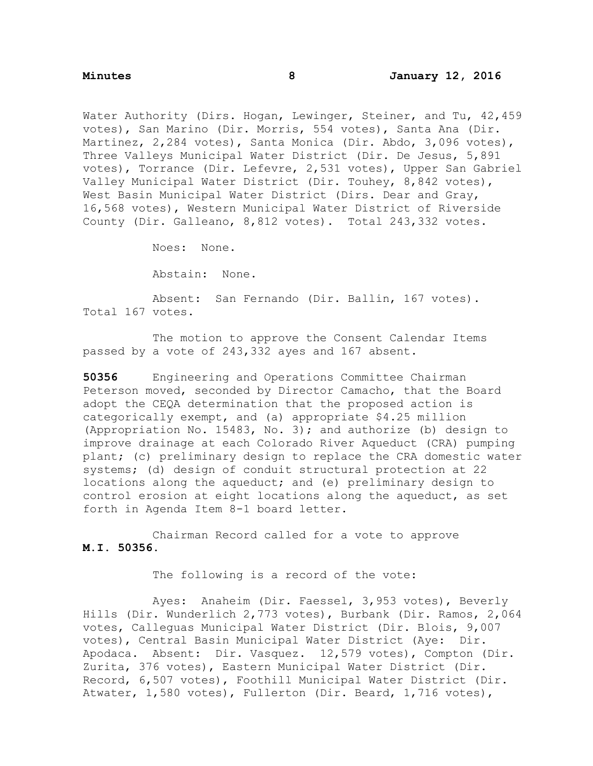Water Authority (Dirs. Hogan, Lewinger, Steiner, and Tu, 42,459 votes), San Marino (Dir. Morris, 554 votes), Santa Ana (Dir. Martinez, 2,284 votes), Santa Monica (Dir. Abdo, 3,096 votes), Three Valleys Municipal Water District (Dir. De Jesus, 5,891 votes), Torrance (Dir. Lefevre, 2,531 votes), Upper San Gabriel Valley Municipal Water District (Dir. Touhey, 8,842 votes), West Basin Municipal Water District (Dirs. Dear and Gray, 16,568 votes), Western Municipal Water District of Riverside County (Dir. Galleano, 8,812 votes). Total 243,332 votes.

Noes: None.

Abstain: None.

Absent: San Fernando (Dir. Ballin, 167 votes). Total 167 votes.

The motion to approve the Consent Calendar Items passed by a vote of 243,332 ayes and 167 absent.

**50356** Engineering and Operations Committee Chairman Peterson moved, seconded by Director Camacho, that the Board adopt the CEQA determination that the proposed action is categorically exempt, and (a) appropriate $4.25 million (Appropriation No. 15483, No. 3); and authorize (b) design to improve drainage at each Colorado River Aqueduct (CRA) pumping plant; (c) preliminary design to replace the CRA domestic water systems; (d) design of conduit structural protection at 22 locations along the aqueduct; and (e) preliminary design to control erosion at eight locations along the aqueduct, as set forth in Agenda Item 8-1 board letter.

Chairman Record called for a vote to approve **M.I. 50356**.

The following is a record of the vote:

Ayes: Anaheim (Dir. Faessel, 3,953 votes), Beverly Hills (Dir. Wunderlich 2,773 votes), Burbank (Dir. Ramos, 2,064 votes, Calleguas Municipal Water District (Dir. Blois, 9,007 votes), Central Basin Municipal Water District (Aye: Dir. Apodaca. Absent: Dir. Vasquez. 12,579 votes), Compton (Dir. Zurita, 376 votes), Eastern Municipal Water District (Dir. Record, 6,507 votes), Foothill Municipal Water District (Dir. Atwater, 1,580 votes), Fullerton (Dir. Beard, 1,716 votes),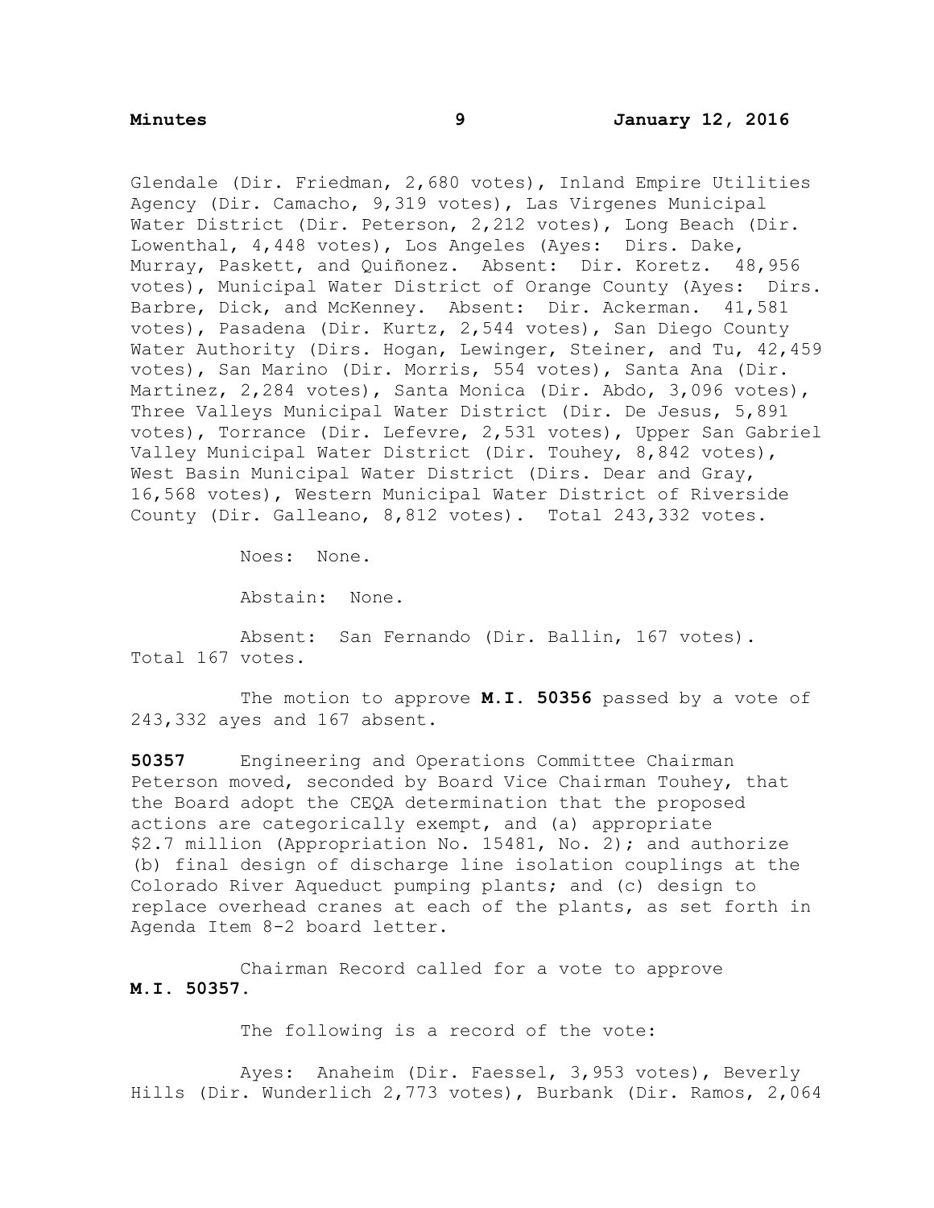Glendale (Dir. Friedman, 2,680 votes), Inland Empire Utilities Agency (Dir. Camacho, 9,319 votes), Las Virgenes Municipal Water District (Dir. Peterson, 2,212 votes), Long Beach (Dir. Lowenthal, 4,448 votes), Los Angeles (Ayes: Dirs. Dake, Murray, Paskett, and Quiñonez. Absent: Dir. Koretz. 48,956 votes), Municipal Water District of Orange County (Ayes: Dirs. Barbre, Dick, and McKenney. Absent: Dir. Ackerman. 41,581 votes), Pasadena (Dir. Kurtz, 2,544 votes), San Diego County Water Authority (Dirs. Hogan, Lewinger, Steiner, and Tu, 42,459 votes), San Marino (Dir. Morris, 554 votes), Santa Ana (Dir. Martinez, 2,284 votes), Santa Monica (Dir. Abdo, 3,096 votes), Three Valleys Municipal Water District (Dir. De Jesus, 5,891 votes), Torrance (Dir. Lefevre, 2,531 votes), Upper San Gabriel Valley Municipal Water District (Dir. Touhey, 8,842 votes), West Basin Municipal Water District (Dirs. Dear and Gray, 16,568 votes), Western Municipal Water District of Riverside County (Dir. Galleano, 8,812 votes). Total 243,332 votes.

Noes: None.

Abstain: None.

Absent: San Fernando (Dir. Ballin, 167 votes). Total 167 votes.

The motion to approve **M.I. 50356** passed by a vote of 243,332 ayes and 167 absent.

**50357** Engineering and Operations Committee Chairman Peterson moved, seconded by Board Vice Chairman Touhey, that the Board adopt the CEQA determination that the proposed actions are categorically exempt, and (a) appropriate $2.7 million (Appropriation No. 15481, No. 2); and authorize (b) final design of discharge line isolation couplings at the Colorado River Aqueduct pumping plants; and (c) design to replace overhead cranes at each of the plants, as set forth in Agenda Item 8-2 board letter.

Chairman Record called for a vote to approve **M.I. 50357.**

The following is a record of the vote:

Ayes: Anaheim (Dir. Faessel, 3,953 votes), Beverly Hills (Dir. Wunderlich 2,773 votes), Burbank (Dir. Ramos, 2,064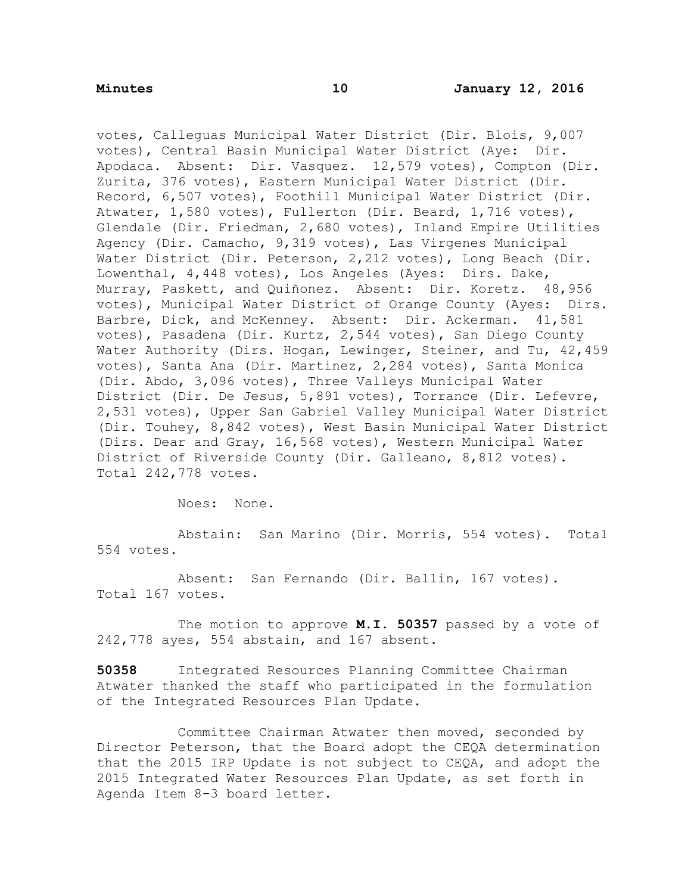votes, Calleguas Municipal Water District (Dir. Blois, 9,007 votes), Central Basin Municipal Water District (Aye: Dir. Apodaca. Absent: Dir. Vasquez. 12,579 votes), Compton (Dir. Zurita, 376 votes), Eastern Municipal Water District (Dir. Record, 6,507 votes), Foothill Municipal Water District (Dir. Atwater, 1,580 votes), Fullerton (Dir. Beard, 1,716 votes), Glendale (Dir. Friedman, 2,680 votes), Inland Empire Utilities Agency (Dir. Camacho, 9,319 votes), Las Virgenes Municipal Water District (Dir. Peterson, 2,212 votes), Long Beach (Dir. Lowenthal, 4,448 votes), Los Angeles (Ayes: Dirs. Dake, Murray, Paskett, and Quiñonez. Absent: Dir. Koretz. 48,956 votes), Municipal Water District of Orange County (Ayes: Dirs. Barbre, Dick, and McKenney. Absent: Dir. Ackerman. 41,581 votes), Pasadena (Dir. Kurtz, 2,544 votes), San Diego County Water Authority (Dirs. Hogan, Lewinger, Steiner, and Tu, 42,459 votes), Santa Ana (Dir. Martinez, 2,284 votes), Santa Monica (Dir. Abdo, 3,096 votes), Three Valleys Municipal Water District (Dir. De Jesus, 5,891 votes), Torrance (Dir. Lefevre, 2,531 votes), Upper San Gabriel Valley Municipal Water District (Dir. Touhey, 8,842 votes), West Basin Municipal Water District (Dirs. Dear and Gray, 16,568 votes), Western Municipal Water District of Riverside County (Dir. Galleano, 8,812 votes). Total 242,778 votes.

Noes: None.

Abstain: San Marino (Dir. Morris, 554 votes). Total 554 votes.

Absent: San Fernando (Dir. Ballin, 167 votes). Total 167 votes.

The motion to approve **M.I. 50357** passed by a vote of 242,778 ayes, 554 abstain, and 167 absent.

**50358** Integrated Resources Planning Committee Chairman Atwater thanked the staff who participated in the formulation of the Integrated Resources Plan Update.

Committee Chairman Atwater then moved, seconded by Director Peterson, that the Board adopt the CEQA determination that the 2015 IRP Update is not subject to CEQA, and adopt the 2015 Integrated Water Resources Plan Update, as set forth in Agenda Item 8-3 board letter.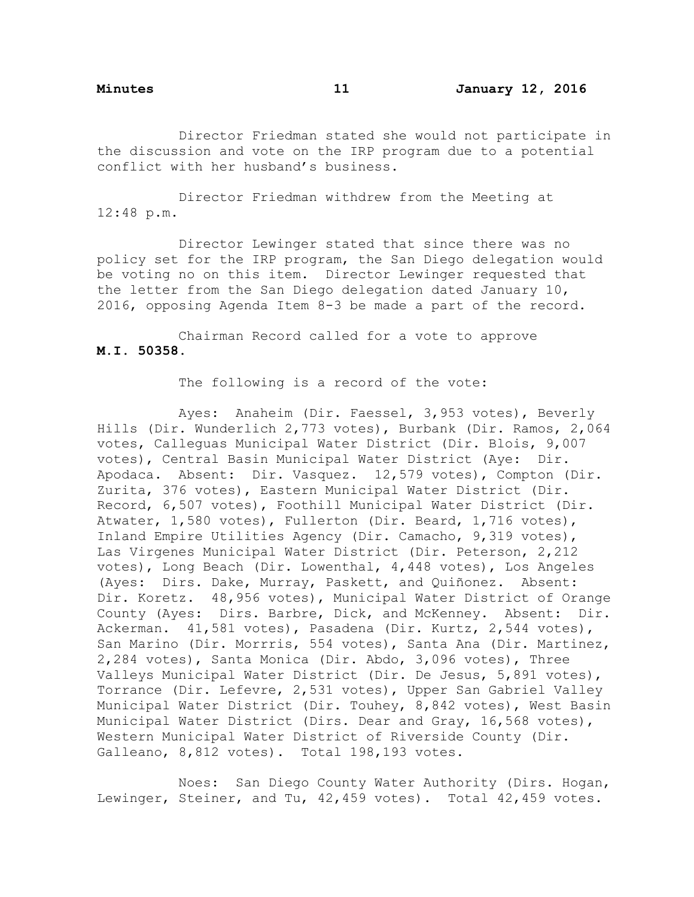Director Friedman stated she would not participate in the discussion and vote on the IRP program due to a potential conflict with her husband's business.

Director Friedman withdrew from the Meeting at 12:48 p.m.

Director Lewinger stated that since there was no policy set for the IRP program, the San Diego delegation would be voting no on this item. Director Lewinger requested that the letter from the San Diego delegation dated January 10, 2016, opposing Agenda Item 8-3 be made a part of the record.

Chairman Record called for a vote to approve **M.I. 50358.**

The following is a record of the vote:

Ayes: Anaheim (Dir. Faessel, 3,953 votes), Beverly Hills (Dir. Wunderlich 2,773 votes), Burbank (Dir. Ramos, 2,064 votes, Calleguas Municipal Water District (Dir. Blois, 9,007 votes), Central Basin Municipal Water District (Aye: Dir. Apodaca. Absent: Dir. Vasquez. 12,579 votes), Compton (Dir. Zurita, 376 votes), Eastern Municipal Water District (Dir. Record, 6,507 votes), Foothill Municipal Water District (Dir. Atwater, 1,580 votes), Fullerton (Dir. Beard, 1,716 votes), Inland Empire Utilities Agency (Dir. Camacho, 9,319 votes), Las Virgenes Municipal Water District (Dir. Peterson, 2,212 votes), Long Beach (Dir. Lowenthal, 4,448 votes), Los Angeles (Ayes: Dirs. Dake, Murray, Paskett, and Quiñonez. Absent: Dir. Koretz. 48,956 votes), Municipal Water District of Orange County (Ayes: Dirs. Barbre, Dick, and McKenney. Absent: Dir. Ackerman. 41,581 votes), Pasadena (Dir. Kurtz, 2,544 votes), San Marino (Dir. Morrris, 554 votes), Santa Ana (Dir. Martinez, 2,284 votes), Santa Monica (Dir. Abdo, 3,096 votes), Three Valleys Municipal Water District (Dir. De Jesus, 5,891 votes), Torrance (Dir. Lefevre, 2,531 votes), Upper San Gabriel Valley Municipal Water District (Dir. Touhey, 8,842 votes), West Basin Municipal Water District (Dirs. Dear and Gray, 16,568 votes), Western Municipal Water District of Riverside County (Dir. Galleano, 8,812 votes). Total 198,193 votes.

Noes: San Diego County Water Authority (Dirs. Hogan, Lewinger, Steiner, and Tu, 42,459 votes). Total 42,459 votes.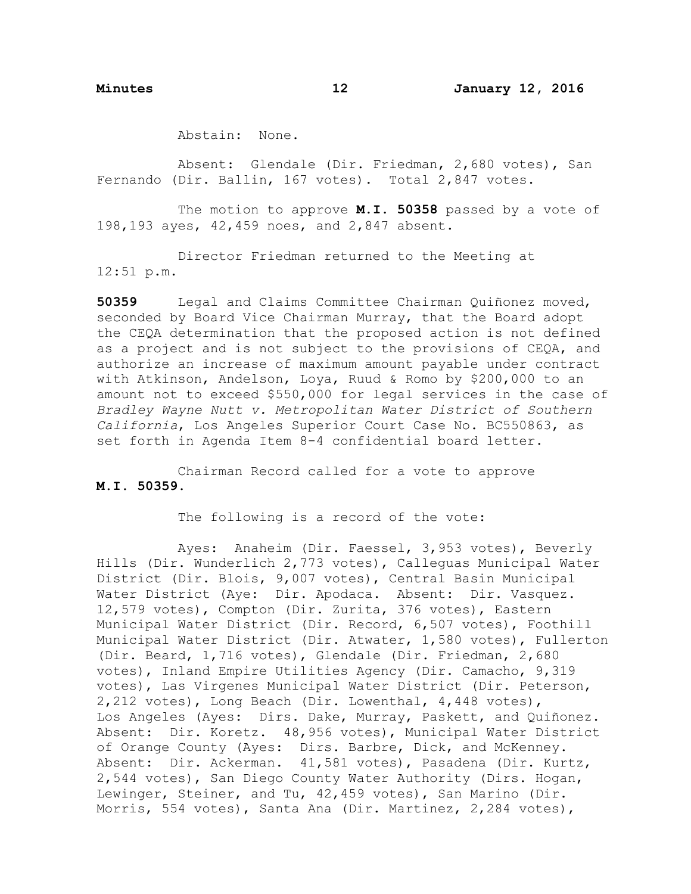Abstain: None.

Absent: Glendale (Dir. Friedman, 2,680 votes), San Fernando (Dir. Ballin, 167 votes). Total 2,847 votes.

The motion to approve **M.I. 50358** passed by a vote of 198,193 ayes, 42,459 noes, and 2,847 absent.

Director Friedman returned to the Meeting at 12:51 p.m.

**50359** Legal and Claims Committee Chairman Quiñonez moved, seconded by Board Vice Chairman Murray, that the Board adopt the CEQA determination that the proposed action is not defined as a project and is not subject to the provisions of CEQA, and authorize an increase of maximum amount payable under contract with Atkinson, Andelson, Loya, Ruud & Romo by $200,000 to an amount not to exceed $550,000 for legal services in the case of *Bradley Wayne Nutt v. Metropolitan Water District of Southern California*, Los Angeles Superior Court Case No. BC550863, as set forth in Agenda Item 8-4 confidential board letter.

Chairman Record called for a vote to approve **M.I. 50359**.

The following is a record of the vote:

Ayes: Anaheim (Dir. Faessel, 3,953 votes), Beverly Hills (Dir. Wunderlich 2,773 votes), Calleguas Municipal Water District (Dir. Blois, 9,007 votes), Central Basin Municipal Water District (Aye: Dir. Apodaca. Absent: Dir. Vasquez. 12,579 votes), Compton (Dir. Zurita, 376 votes), Eastern Municipal Water District (Dir. Record, 6,507 votes), Foothill Municipal Water District (Dir. Atwater, 1,580 votes), Fullerton (Dir. Beard, 1,716 votes), Glendale (Dir. Friedman, 2,680 votes), Inland Empire Utilities Agency (Dir. Camacho, 9,319 votes), Las Virgenes Municipal Water District (Dir. Peterson, 2,212 votes), Long Beach (Dir. Lowenthal, 4,448 votes), Los Angeles (Ayes: Dirs. Dake, Murray, Paskett, and Quiñonez. Absent: Dir. Koretz. 48,956 votes), Municipal Water District of Orange County (Ayes: Dirs. Barbre, Dick, and McKenney. Absent: Dir. Ackerman. 41,581 votes), Pasadena (Dir. Kurtz, 2,544 votes), San Diego County Water Authority (Dirs. Hogan, Lewinger, Steiner, and Tu, 42,459 votes), San Marino (Dir. Morris, 554 votes), Santa Ana (Dir. Martinez, 2,284 votes),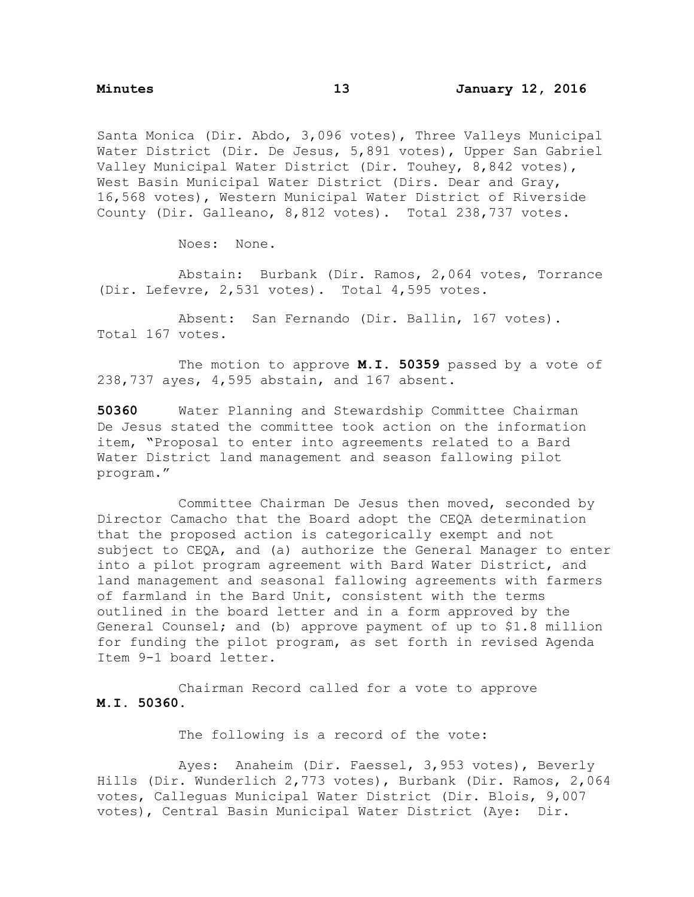Santa Monica (Dir. Abdo, 3,096 votes), Three Valleys Municipal Water District (Dir. De Jesus, 5,891 votes), Upper San Gabriel Valley Municipal Water District (Dir. Touhey, 8,842 votes), West Basin Municipal Water District (Dirs. Dear and Gray, 16,568 votes), Western Municipal Water District of Riverside County (Dir. Galleano, 8,812 votes). Total 238,737 votes.

Noes: None.

Abstain: Burbank (Dir. Ramos, 2,064 votes, Torrance (Dir. Lefevre, 2,531 votes). Total 4,595 votes.

Absent: San Fernando (Dir. Ballin, 167 votes). Total 167 votes.

The motion to approve **M.I. 50359** passed by a vote of 238,737 ayes, 4,595 abstain, and 167 absent.

**50360** Water Planning and Stewardship Committee Chairman De Jesus stated the committee took action on the information item, "Proposal to enter into agreements related to a Bard Water District land management and season fallowing pilot program."

Committee Chairman De Jesus then moved, seconded by Director Camacho that the Board adopt the CEQA determination that the proposed action is categorically exempt and not subject to CEQA, and (a) authorize the General Manager to enter into a pilot program agreement with Bard Water District, and land management and seasonal fallowing agreements with farmers of farmland in the Bard Unit, consistent with the terms outlined in the board letter and in a form approved by the General Counsel; and (b) approve payment of up to $1.8 million for funding the pilot program, as set forth in revised Agenda Item 9-1 board letter.

Chairman Record called for a vote to approve **M.I. 50360**.

The following is a record of the vote:

Ayes: Anaheim (Dir. Faessel, 3,953 votes), Beverly Hills (Dir. Wunderlich 2,773 votes), Burbank (Dir. Ramos, 2,064 votes, Calleguas Municipal Water District (Dir. Blois, 9,007 votes), Central Basin Municipal Water District (Aye: Dir.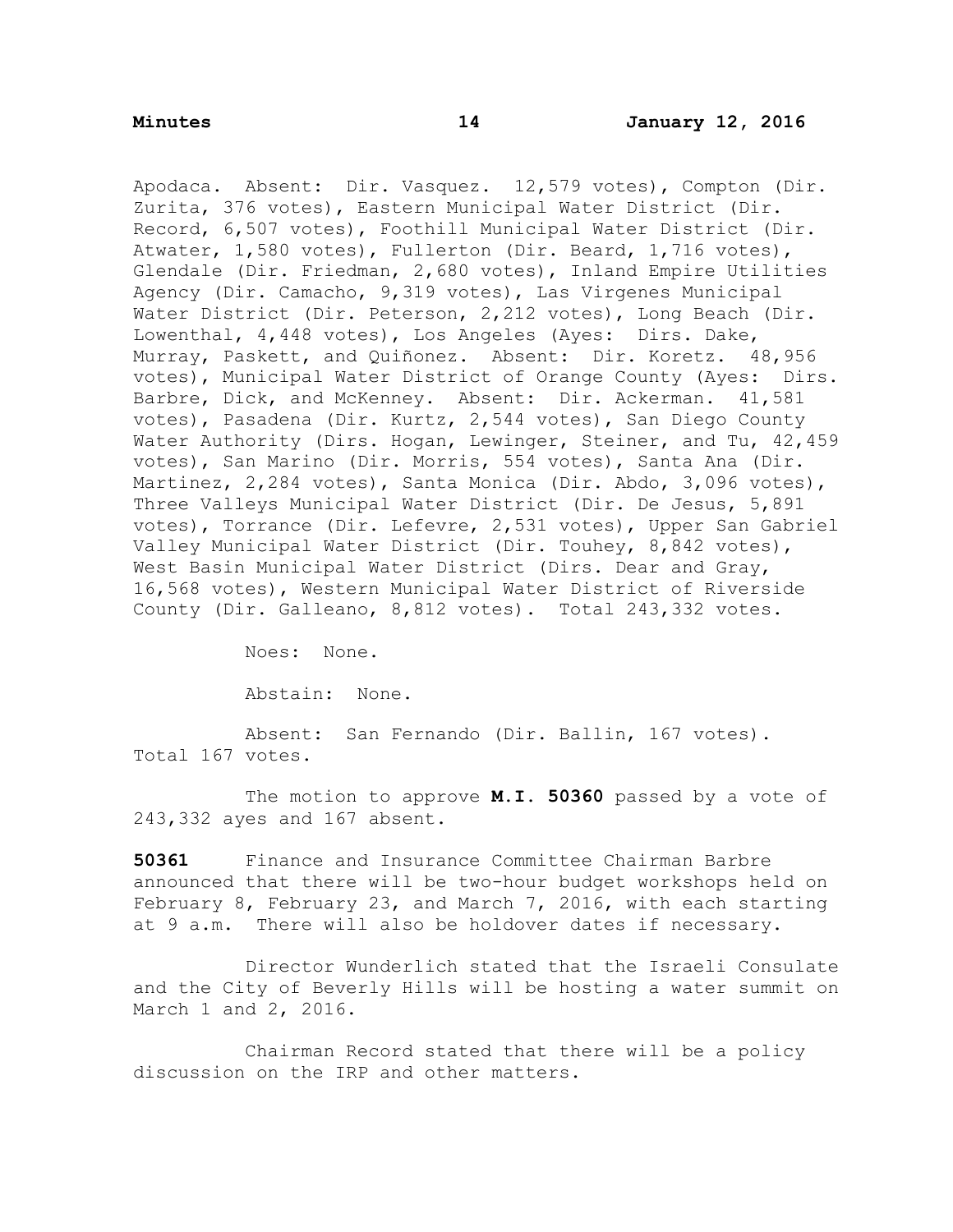Apodaca. Absent: Dir. Vasquez. 12,579 votes), Compton (Dir. Zurita, 376 votes), Eastern Municipal Water District (Dir. Record, 6,507 votes), Foothill Municipal Water District (Dir. Atwater, 1,580 votes), Fullerton (Dir. Beard, 1,716 votes), Glendale (Dir. Friedman, 2,680 votes), Inland Empire Utilities Agency (Dir. Camacho, 9,319 votes), Las Virgenes Municipal Water District (Dir. Peterson, 2,212 votes), Long Beach (Dir. Lowenthal, 4,448 votes), Los Angeles (Ayes: Dirs. Dake, Murray, Paskett, and Quiñonez. Absent: Dir. Koretz. 48,956 votes), Municipal Water District of Orange County (Ayes: Dirs. Barbre, Dick, and McKenney. Absent: Dir. Ackerman. 41,581 votes), Pasadena (Dir. Kurtz, 2,544 votes), San Diego County Water Authority (Dirs. Hogan, Lewinger, Steiner, and Tu, 42,459 votes), San Marino (Dir. Morris, 554 votes), Santa Ana (Dir. Martinez, 2,284 votes), Santa Monica (Dir. Abdo, 3,096 votes), Three Valleys Municipal Water District (Dir. De Jesus, 5,891 votes), Torrance (Dir. Lefevre, 2,531 votes), Upper San Gabriel Valley Municipal Water District (Dir. Touhey, 8,842 votes), West Basin Municipal Water District (Dirs. Dear and Gray, 16,568 votes), Western Municipal Water District of Riverside County (Dir. Galleano, 8,812 votes). Total 243,332 votes.

Noes: None.

Abstain: None.

Absent: San Fernando (Dir. Ballin, 167 votes). Total 167 votes.

The motion to approve **M.I. 50360** passed by a vote of 243,332 ayes and 167 absent.

**50361** Finance and Insurance Committee Chairman Barbre announced that there will be two-hour budget workshops held on February 8, February 23, and March 7, 2016, with each starting at 9 a.m. There will also be holdover dates if necessary.

Director Wunderlich stated that the Israeli Consulate and the City of Beverly Hills will be hosting a water summit on March 1 and 2, 2016.

Chairman Record stated that there will be a policy discussion on the IRP and other matters.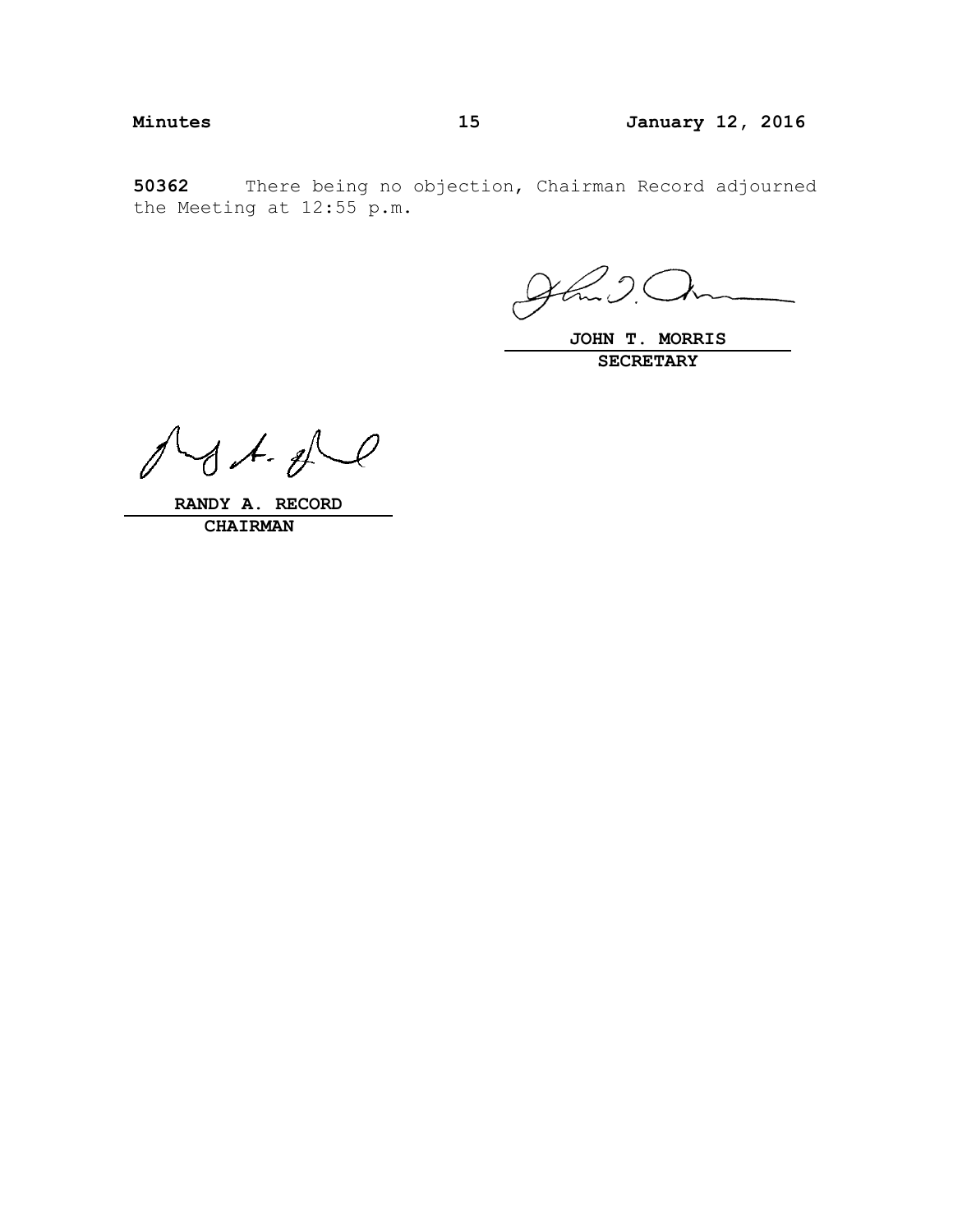**50362** There being no objection, Chairman Record adjourned the Meeting at 12:55 p.m.

**JOHN T. MORRIS**
**SECRETARY**

**RANDY A. RECORD**
**CHAIRMAN**